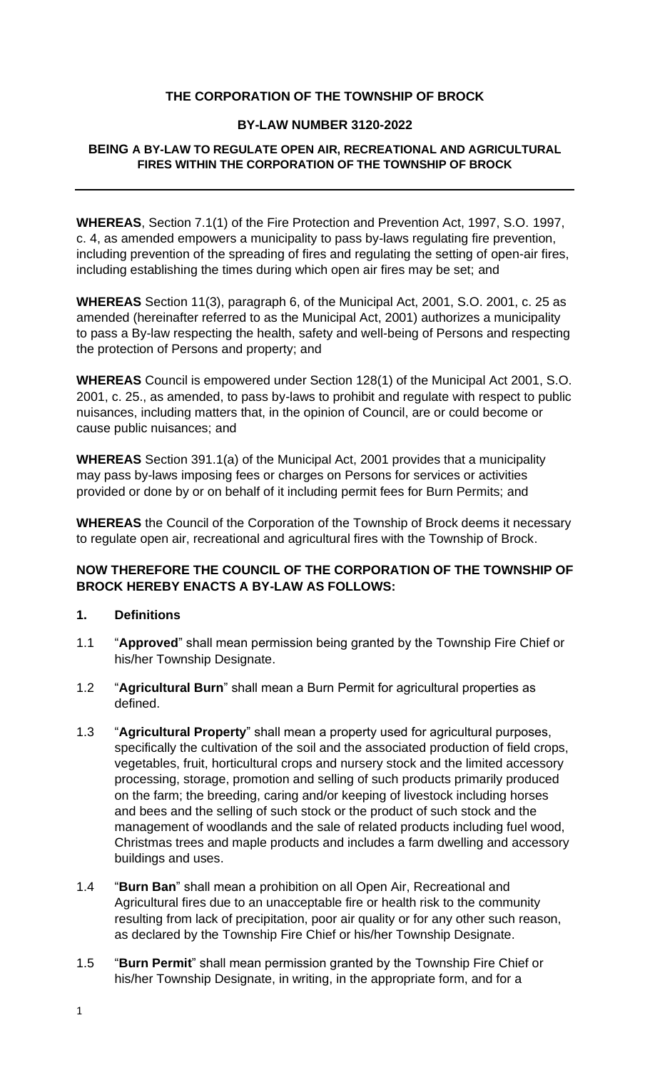**THE CORPORATION OF THE TOWNSHIP OF BROCK**

**BY-LAW NUMBER 3120-2022**

**BEING A BY-LAW TO REGULATE OPEN AIR, RECREATIONAL AND AGRICULTURAL FIRES WITHIN THE CORPORATION OF THE TOWNSHIP OF BROCK**

---

**WHEREAS**, Section 7.1(1) of the Fire Protection and Prevention Act, 1997, S.O. 1997, c. 4, as amended empowers a municipality to pass by-laws regulating fire prevention, including prevention of the spreading of fires and regulating the setting of open-air fires, including establishing the times during which open air fires may be set; and

**WHEREAS** Section 11(3), paragraph 6, of the Municipal Act, 2001, S.O. 2001, c. 25 as amended (hereinafter referred to as the Municipal Act, 2001) authorizes a municipality to pass a By-law respecting the health, safety and well-being of Persons and respecting the protection of Persons and property; and

**WHEREAS** Council is empowered under Section 128(1) of the Municipal Act 2001, S.O. 2001, c. 25., as amended, to pass by-laws to prohibit and regulate with respect to public nuisances, including matters that, in the opinion of Council, are or could become or cause public nuisances; and

**WHEREAS** Section 391.1(a) of the Municipal Act, 2001 provides that a municipality may pass by-laws imposing fees or charges on Persons for services or activities provided or done by or on behalf of it including permit fees for Burn Permits; and

**WHEREAS** the Council of the Corporation of the Township of Brock deems it necessary to regulate open air, recreational and agricultural fires with the Township of Brock.

**NOW THEREFORE THE COUNCIL OF THE CORPORATION OF THE TOWNSHIP OF BROCK HEREBY ENACTS A BY-LAW AS FOLLOWS:**

**1. Definitions**

1.1 "**Approved**" shall mean permission being granted by the Township Fire Chief or his/her Township Designate.

1.2 "**Agricultural Burn**" shall mean a Burn Permit for agricultural properties as defined.

1.3 "**Agricultural Property**" shall mean a property used for agricultural purposes, specifically the cultivation of the soil and the associated production of field crops, vegetables, fruit, horticultural crops and nursery stock and the limited accessory processing, storage, promotion and selling of such products primarily produced on the farm; the breeding, caring and/or keeping of livestock including horses and bees and the selling of such stock or the product of such stock and the management of woodlands and the sale of related products including fuel wood, Christmas trees and maple products and includes a farm dwelling and accessory buildings and uses.

1.4 "**Burn Ban**" shall mean a prohibition on all Open Air, Recreational and Agricultural fires due to an unacceptable fire or health risk to the community resulting from lack of precipitation, poor air quality or for any other such reason, as declared by the Township Fire Chief or his/her Township Designate.

1.5 "**Burn Permit**" shall mean permission granted by the Township Fire Chief or his/her Township Designate, in writing, in the appropriate form, and for a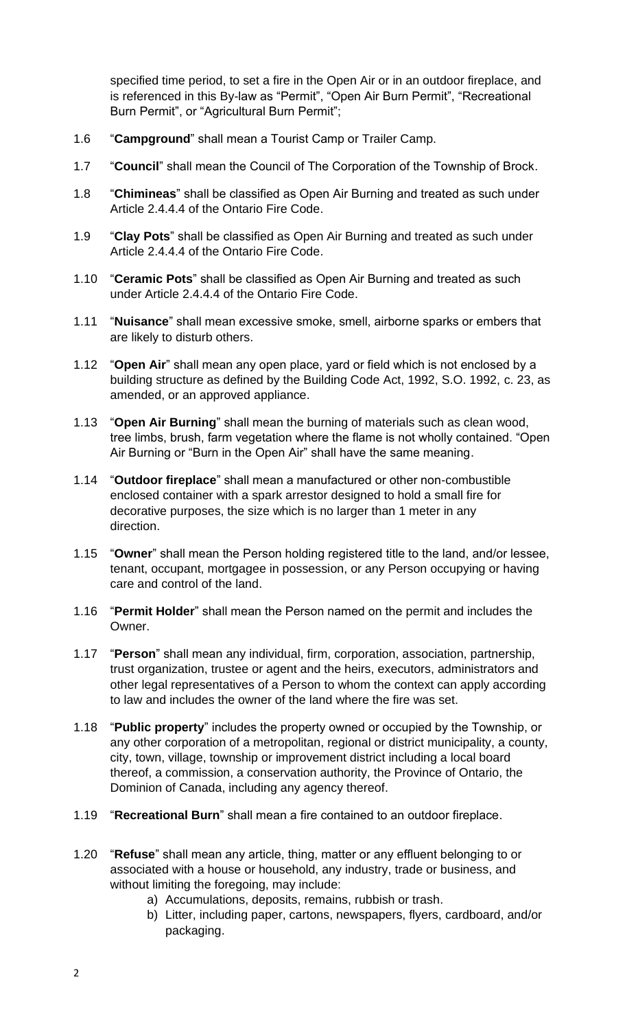specified time period, to set a fire in the Open Air or in an outdoor fireplace, and is referenced in this By-law as "Permit", "Open Air Burn Permit", "Recreational Burn Permit", or "Agricultural Burn Permit";

1.6 "**Campground**" shall mean a Tourist Camp or Trailer Camp.

1.7 "**Council**" shall mean the Council of The Corporation of the Township of Brock.

1.8 "**Chimineas**" shall be classified as Open Air Burning and treated as such under Article 2.4.4.4 of the Ontario Fire Code.

1.9 "**Clay Pots**" shall be classified as Open Air Burning and treated as such under Article 2.4.4.4 of the Ontario Fire Code.

1.10 "**Ceramic Pots**" shall be classified as Open Air Burning and treated as such under Article 2.4.4.4 of the Ontario Fire Code.

1.11 "**Nuisance**" shall mean excessive smoke, smell, airborne sparks or embers that are likely to disturb others.

1.12 "**Open Air**" shall mean any open place, yard or field which is not enclosed by a building structure as defined by the Building Code Act, 1992, S.O. 1992, c. 23, as amended, or an approved appliance.

1.13 "**Open Air Burning**" shall mean the burning of materials such as clean wood, tree limbs, brush, farm vegetation where the flame is not wholly contained. "Open Air Burning or "Burn in the Open Air" shall have the same meaning.

1.14 "**Outdoor fireplace**" shall mean a manufactured or other non-combustible enclosed container with a spark arrestor designed to hold a small fire for decorative purposes, the size which is no larger than 1 meter in any direction.

1.15 "**Owner**" shall mean the Person holding registered title to the land, and/or lessee, tenant, occupant, mortgagee in possession, or any Person occupying or having care and control of the land.

1.16 "**Permit Holder**" shall mean the Person named on the permit and includes the Owner.

1.17 "**Person**" shall mean any individual, firm, corporation, association, partnership, trust organization, trustee or agent and the heirs, executors, administrators and other legal representatives of a Person to whom the context can apply according to law and includes the owner of the land where the fire was set.

1.18 "**Public property**" includes the property owned or occupied by the Township, or any other corporation of a metropolitan, regional or district municipality, a county, city, town, village, township or improvement district including a local board thereof, a commission, a conservation authority, the Province of Ontario, the Dominion of Canada, including any agency thereof.

1.19 "**Recreational Burn**" shall mean a fire contained to an outdoor fireplace.

1.20 "**Refuse**" shall mean any article, thing, matter or any effluent belonging to or associated with a house or household, any industry, trade or business, and without limiting the foregoing, may include:

a) Accumulations, deposits, remains, rubbish or trash.
b) Litter, including paper, cartons, newspapers, flyers, cardboard, and/or packaging.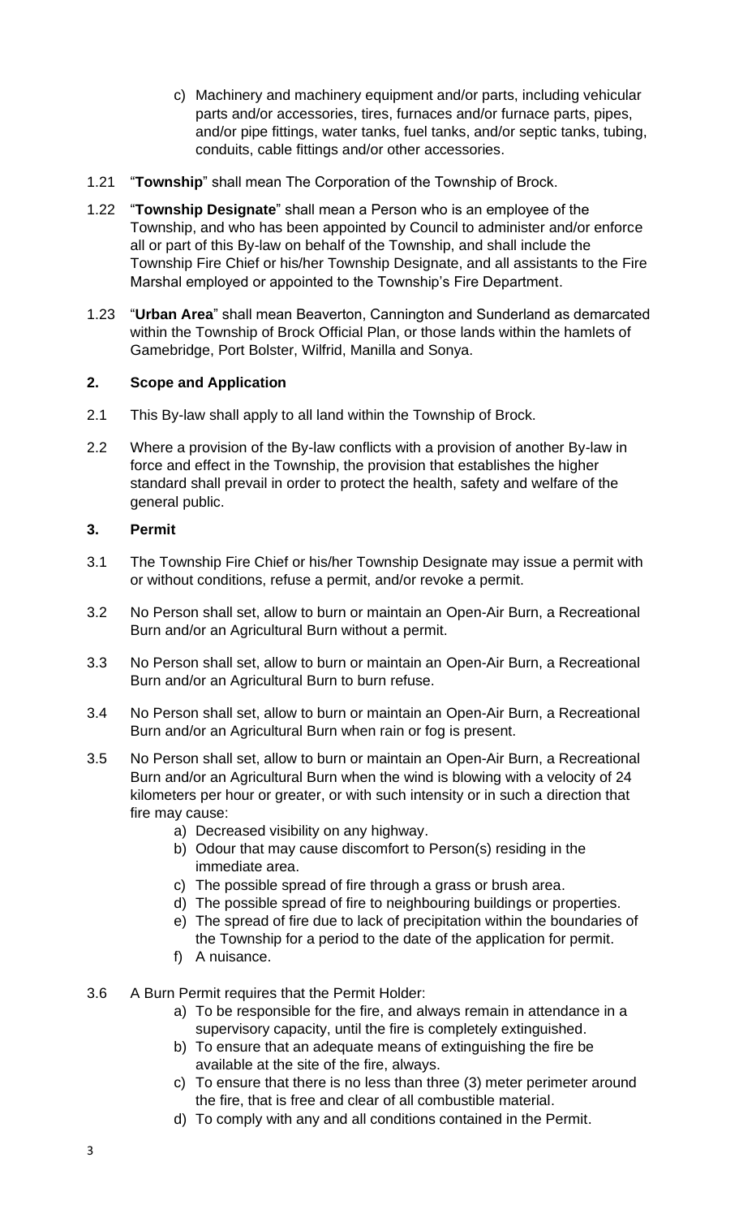c) Machinery and machinery equipment and/or parts, including vehicular parts and/or accessories, tires, furnaces and/or furnace parts, pipes, and/or pipe fittings, water tanks, fuel tanks, and/or septic tanks, tubing, conduits, cable fittings and/or other accessories.

1.21 "**Township**" shall mean The Corporation of the Township of Brock.

1.22 "**Township Designate**" shall mean a Person who is an employee of the Township, and who has been appointed by Council to administer and/or enforce all or part of this By-law on behalf of the Township, and shall include the Township Fire Chief or his/her Township Designate, and all assistants to the Fire Marshal employed or appointed to the Township's Fire Department.

1.23 "**Urban Area**" shall mean Beaverton, Cannington and Sunderland as demarcated within the Township of Brock Official Plan, or those lands within the hamlets of Gamebridge, Port Bolster, Wilfrid, Manilla and Sonya.

## 2. Scope and Application

2.1 This By-law shall apply to all land within the Township of Brock.

2.2 Where a provision of the By-law conflicts with a provision of another By-law in force and effect in the Township, the provision that establishes the higher standard shall prevail in order to protect the health, safety and welfare of the general public.

## 3. Permit

3.1 The Township Fire Chief or his/her Township Designate may issue a permit with or without conditions, refuse a permit, and/or revoke a permit.

3.2 No Person shall set, allow to burn or maintain an Open-Air Burn, a Recreational Burn and/or an Agricultural Burn without a permit.

3.3 No Person shall set, allow to burn or maintain an Open-Air Burn, a Recreational Burn and/or an Agricultural Burn to burn refuse.

3.4 No Person shall set, allow to burn or maintain an Open-Air Burn, a Recreational Burn and/or an Agricultural Burn when rain or fog is present.

3.5 No Person shall set, allow to burn or maintain an Open-Air Burn, a Recreational Burn and/or an Agricultural Burn when the wind is blowing with a velocity of 24 kilometers per hour or greater, or with such intensity or in such a direction that fire may cause:

   a) Decreased visibility on any highway.
   b) Odour that may cause discomfort to Person(s) residing in the immediate area.
   c) The possible spread of fire through a grass or brush area.
   d) The possible spread of fire to neighbouring buildings or properties.
   e) The spread of fire due to lack of precipitation within the boundaries of the Township for a period to the date of the application for permit.
   f) A nuisance.

3.6 A Burn Permit requires that the Permit Holder:

   a) To be responsible for the fire, and always remain in attendance in a supervisory capacity, until the fire is completely extinguished.
   b) To ensure that an adequate means of extinguishing the fire be available at the site of the fire, always.
   c) To ensure that there is no less than three (3) meter perimeter around the fire, that is free and clear of all combustible material.
   d) To comply with any and all conditions contained in the Permit.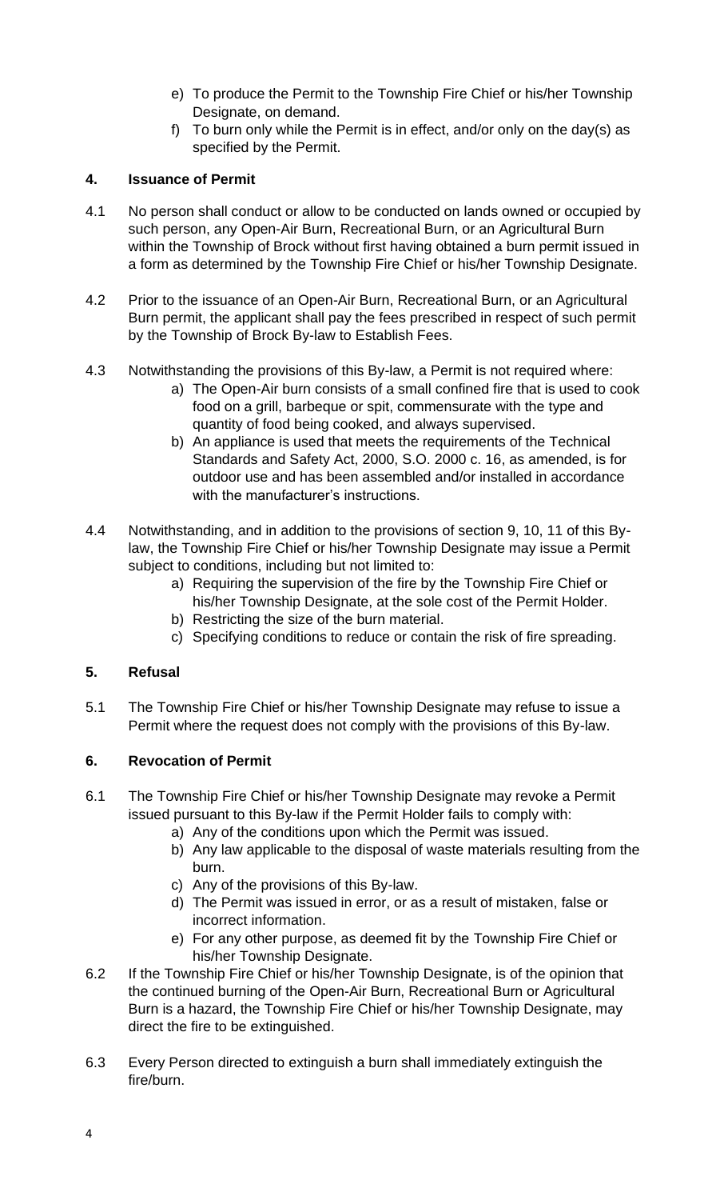e) To produce the Permit to the Township Fire Chief or his/her Township Designate, on demand.
f) To burn only while the Permit is in effect, and/or only on the day(s) as specified by the Permit.

## 4. Issuance of Permit

4.1 No person shall conduct or allow to be conducted on lands owned or occupied by such person, any Open-Air Burn, Recreational Burn, or an Agricultural Burn within the Township of Brock without first having obtained a burn permit issued in a form as determined by the Township Fire Chief or his/her Township Designate.

4.2 Prior to the issuance of an Open-Air Burn, Recreational Burn, or an Agricultural Burn permit, the applicant shall pay the fees prescribed in respect of such permit by the Township of Brock By-law to Establish Fees.

4.3 Notwithstanding the provisions of this By-law, a Permit is not required where:

a) The Open-Air burn consists of a small confined fire that is used to cook food on a grill, barbeque or spit, commensurate with the type and quantity of food being cooked, and always supervised.
b) An appliance is used that meets the requirements of the Technical Standards and Safety Act, 2000, S.O. 2000 c. 16, as amended, is for outdoor use and has been assembled and/or installed in accordance with the manufacturer's instructions.

4.4 Notwithstanding, and in addition to the provisions of section 9, 10, 11 of this By-law, the Township Fire Chief or his/her Township Designate may issue a Permit subject to conditions, including but not limited to:

a) Requiring the supervision of the fire by the Township Fire Chief or his/her Township Designate, at the sole cost of the Permit Holder.
b) Restricting the size of the burn material.
c) Specifying conditions to reduce or contain the risk of fire spreading.

## 5. Refusal

5.1 The Township Fire Chief or his/her Township Designate may refuse to issue a Permit where the request does not comply with the provisions of this By-law.

## 6. Revocation of Permit

6.1 The Township Fire Chief or his/her Township Designate may revoke a Permit issued pursuant to this By-law if the Permit Holder fails to comply with:

a) Any of the conditions upon which the Permit was issued.
b) Any law applicable to the disposal of waste materials resulting from the burn.
c) Any of the provisions of this By-law.
d) The Permit was issued in error, or as a result of mistaken, false or incorrect information.
e) For any other purpose, as deemed fit by the Township Fire Chief or his/her Township Designate.

6.2 If the Township Fire Chief or his/her Township Designate, is of the opinion that the continued burning of the Open-Air Burn, Recreational Burn or Agricultural Burn is a hazard, the Township Fire Chief or his/her Township Designate, may direct the fire to be extinguished.

6.3 Every Person directed to extinguish a burn shall immediately extinguish the fire/burn.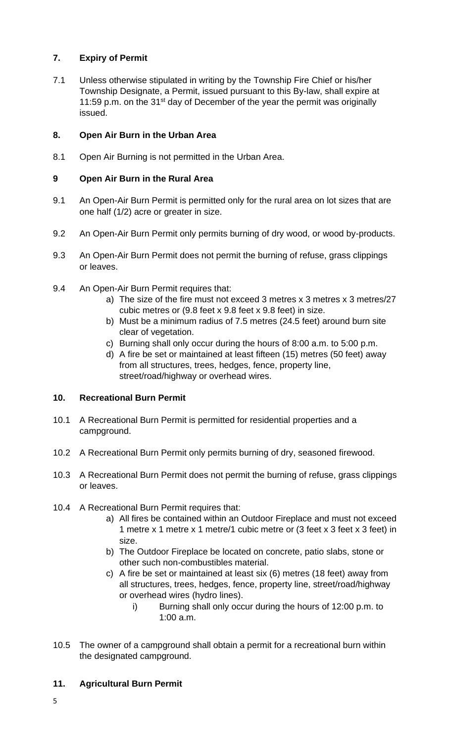## 7. Expiry of Permit

7.1 Unless otherwise stipulated in writing by the Township Fire Chief or his/her Township Designate, a Permit, issued pursuant to this By-law, shall expire at 11:59 p.m. on the 31st day of December of the year the permit was originally issued.

## 8. Open Air Burn in the Urban Area

8.1 Open Air Burning is not permitted in the Urban Area.

## 9 Open Air Burn in the Rural Area

9.1 An Open-Air Burn Permit is permitted only for the rural area on lot sizes that are one half (1/2) acre or greater in size.

9.2 An Open-Air Burn Permit only permits burning of dry wood, or wood by-products.

9.3 An Open-Air Burn Permit does not permit the burning of refuse, grass clippings or leaves.

9.4 An Open-Air Burn Permit requires that:

a) The size of the fire must not exceed 3 metres x 3 metres x 3 metres/27 cubic metres or (9.8 feet x 9.8 feet x 9.8 feet) in size.
b) Must be a minimum radius of 7.5 metres (24.5 feet) around burn site clear of vegetation.
c) Burning shall only occur during the hours of 8:00 a.m. to 5:00 p.m.
d) A fire be set or maintained at least fifteen (15) metres (50 feet) away from all structures, trees, hedges, fence, property line, street/road/highway or overhead wires.

## 10. Recreational Burn Permit

10.1 A Recreational Burn Permit is permitted for residential properties and a campground.

10.2 A Recreational Burn Permit only permits burning of dry, seasoned firewood.

10.3 A Recreational Burn Permit does not permit the burning of refuse, grass clippings or leaves.

10.4 A Recreational Burn Permit requires that:

a) All fires be contained within an Outdoor Fireplace and must not exceed 1 metre x 1 metre x 1 metre/1 cubic metre or (3 feet x 3 feet x 3 feet) in size.
b) The Outdoor Fireplace be located on concrete, patio slabs, stone or other such non-combustibles material.
c) A fire be set or maintained at least six (6) metres (18 feet) away from all structures, trees, hedges, fence, property line, street/road/highway or overhead wires (hydro lines).
    i) Burning shall only occur during the hours of 12:00 p.m. to 1:00 a.m.

10.5 The owner of a campground shall obtain a permit for a recreational burn within the designated campground.

## 11. Agricultural Burn Permit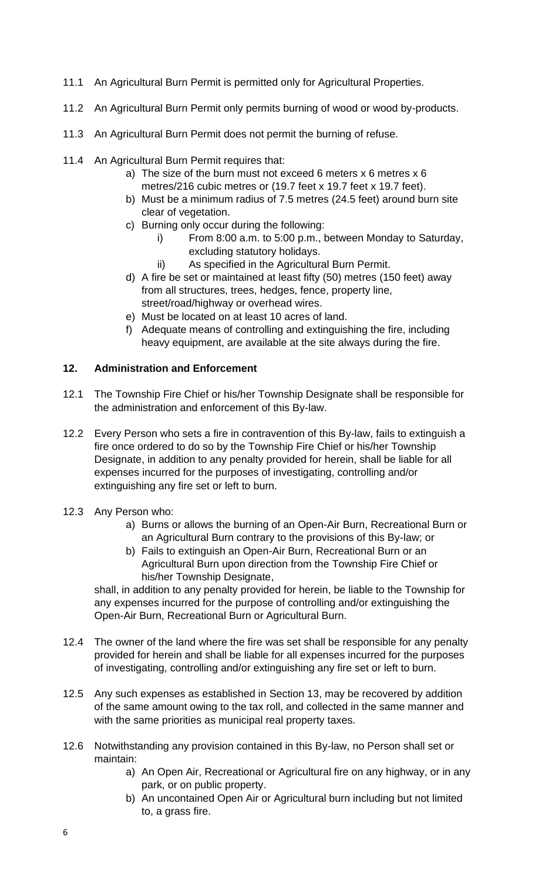11.1 An Agricultural Burn Permit is permitted only for Agricultural Properties.

11.2 An Agricultural Burn Permit only permits burning of wood or wood by-products.

11.3 An Agricultural Burn Permit does not permit the burning of refuse.

11.4 An Agricultural Burn Permit requires that:

- a) The size of the burn must not exceed 6 meters x 6 metres x 6 metres/216 cubic metres or (19.7 feet x 19.7 feet x 19.7 feet).
- b) Must be a minimum radius of 7.5 metres (24.5 feet) around burn site clear of vegetation.
- c) Burning only occur during the following:
  - i) From 8:00 a.m. to 5:00 p.m., between Monday to Saturday, excluding statutory holidays.
  - ii) As specified in the Agricultural Burn Permit.
- d) A fire be set or maintained at least fifty (50) metres (150 feet) away from all structures, trees, hedges, fence, property line, street/road/highway or overhead wires.
- e) Must be located on at least 10 acres of land.
- f) Adequate means of controlling and extinguishing the fire, including heavy equipment, are available at the site always during the fire.

## 12. Administration and Enforcement

12.1 The Township Fire Chief or his/her Township Designate shall be responsible for the administration and enforcement of this By-law.

12.2 Every Person who sets a fire in contravention of this By-law, fails to extinguish a fire once ordered to do so by the Township Fire Chief or his/her Township Designate, in addition to any penalty provided for herein, shall be liable for all expenses incurred for the purposes of investigating, controlling and/or extinguishing any fire set or left to burn.

12.3 Any Person who:

- a) Burns or allows the burning of an Open-Air Burn, Recreational Burn or an Agricultural Burn contrary to the provisions of this By-law; or
- b) Fails to extinguish an Open-Air Burn, Recreational Burn or an Agricultural Burn upon direction from the Township Fire Chief or his/her Township Designate,

shall, in addition to any penalty provided for herein, be liable to the Township for any expenses incurred for the purpose of controlling and/or extinguishing the Open-Air Burn, Recreational Burn or Agricultural Burn.

12.4 The owner of the land where the fire was set shall be responsible for any penalty provided for herein and shall be liable for all expenses incurred for the purposes of investigating, controlling and/or extinguishing any fire set or left to burn.

12.5 Any such expenses as established in Section 13, may be recovered by addition of the same amount owing to the tax roll, and collected in the same manner and with the same priorities as municipal real property taxes.

12.6 Notwithstanding any provision contained in this By-law, no Person shall set or maintain:

- a) An Open Air, Recreational or Agricultural fire on any highway, or in any park, or on public property.
- b) An uncontained Open Air or Agricultural burn including but not limited to, a grass fire.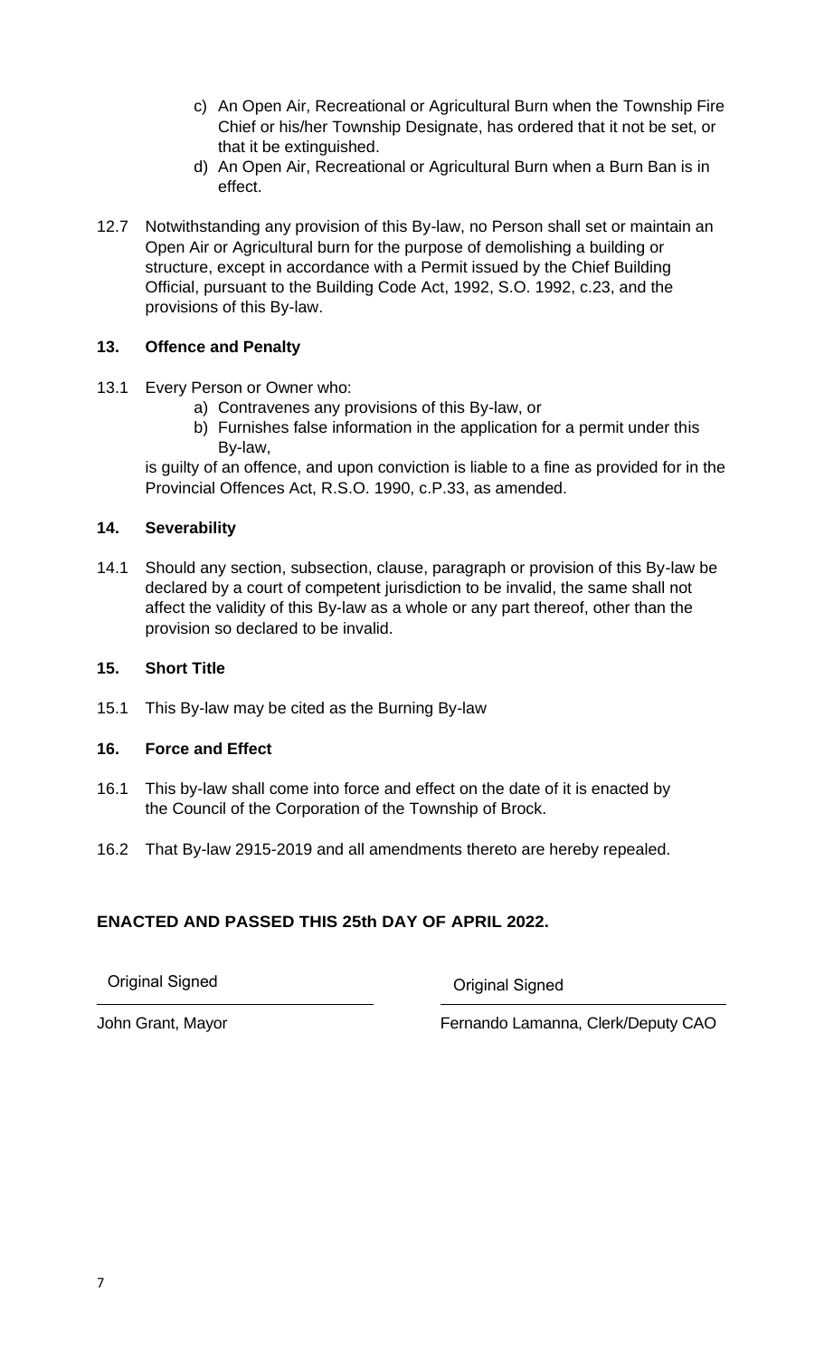c) An Open Air, Recreational or Agricultural Burn when the Township Fire Chief or his/her Township Designate, has ordered that it not be set, or that it be extinguished.

d) An Open Air, Recreational or Agricultural Burn when a Burn Ban is in effect.

12.7 Notwithstanding any provision of this By-law, no Person shall set or maintain an Open Air or Agricultural burn for the purpose of demolishing a building or structure, except in accordance with a Permit issued by the Chief Building Official, pursuant to the Building Code Act, 1992, S.O. 1992, c.23, and the provisions of this By-law.

### 13. Offence and Penalty

13.1 Every Person or Owner who:

a) Contravenes any provisions of this By-law, or

b) Furnishes false information in the application for a permit under this By-law,

is guilty of an offence, and upon conviction is liable to a fine as provided for in the Provincial Offences Act, R.S.O. 1990, c.P.33, as amended.

### 14. Severability

14.1 Should any section, subsection, clause, paragraph or provision of this By-law be declared by a court of competent jurisdiction to be invalid, the same shall not affect the validity of this By-law as a whole or any part thereof, other than the provision so declared to be invalid.

### 15. Short Title

15.1 This By-law may be cited as the Burning By-law

### 16. Force and Effect

16.1 This by-law shall come into force and effect on the date of it is enacted by the Council of the Corporation of the Township of Brock.

16.2 That By-law 2915-2019 and all amendments thereto are hereby repealed.

**ENACTED AND PASSED THIS 25th DAY OF APRIL 2022.**

| | |
|---|---|
| Original Signed | Original Signed |
| John Grant, Mayor | Fernando Lamanna, Clerk/Deputy CAO |